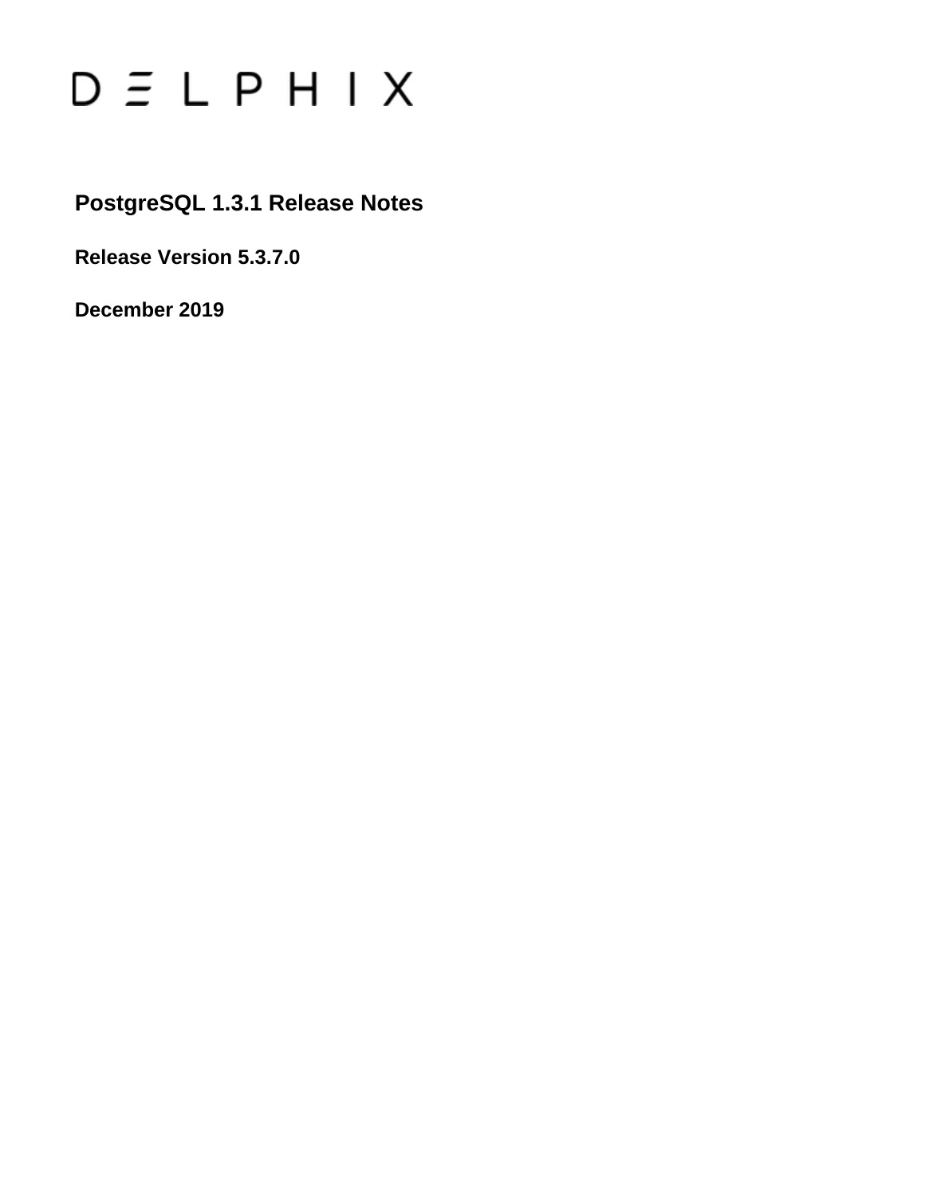DELPHIX

# PostgreSQL 1.3.1 Release Notes

**Release Version 5.3.7.0**

**December 2019**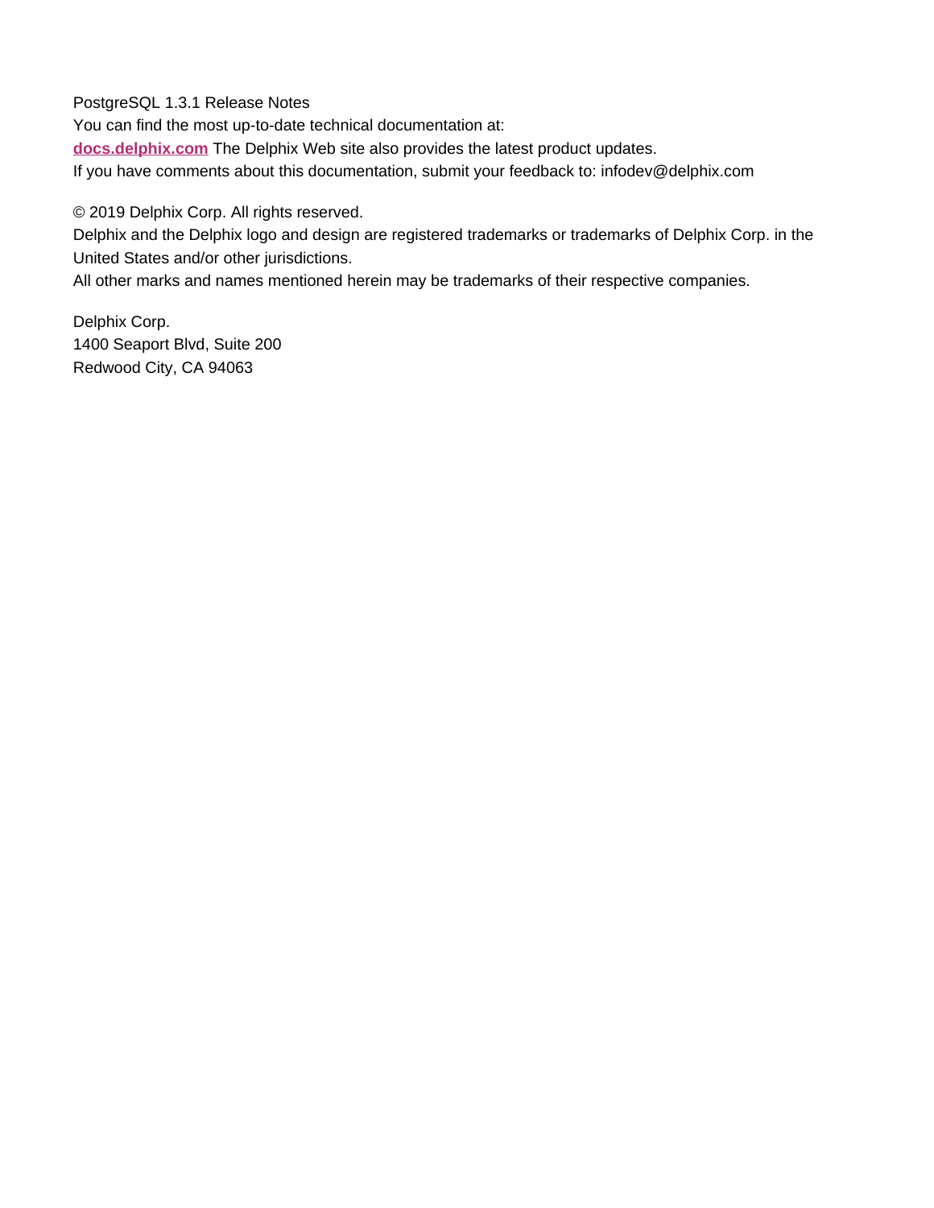PostgreSQL 1.3.1 Release Notes

You can find the most up-to-date technical documentation at:

**docs.delphix.com** The Delphix Web site also provides the latest product updates.

If you have comments about this documentation, submit your feedback to: infodev@delphix.com

© 2019 Delphix Corp. All rights reserved.

Delphix and the Delphix logo and design are registered trademarks or trademarks of Delphix Corp. in the United States and/or other jurisdictions.

All other marks and names mentioned herein may be trademarks of their respective companies.

Delphix Corp.
1400 Seaport Blvd, Suite 200
Redwood City, CA 94063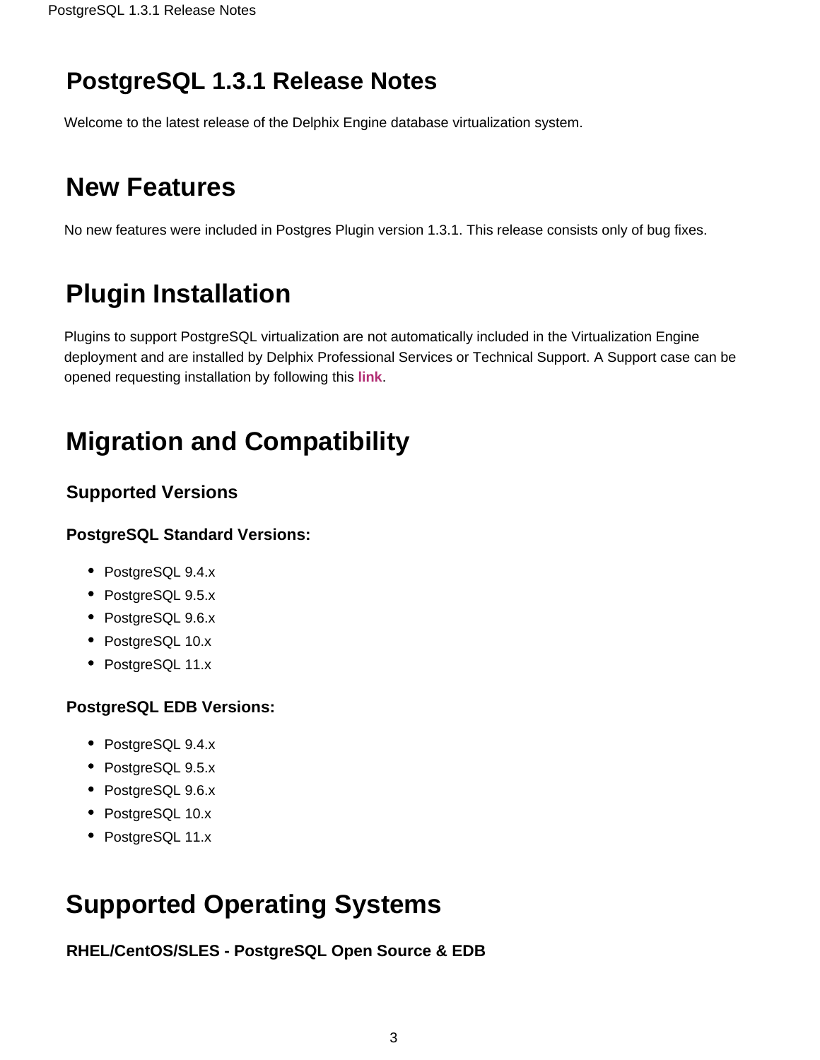# PostgreSQL 1.3.1 Release Notes

Welcome to the latest release of the Delphix Engine database virtualization system.

# New Features

No new features were included in Postgres Plugin version 1.3.1. This release consists only of bug fixes.

# Plugin Installation

Plugins to support PostgreSQL virtualization are not automatically included in the Virtualization Engine deployment and are installed by Delphix Professional Services or Technical Support. A Support case can be opened requesting installation by following this **link**.

# Migration and Compatibility

## Supported Versions

### PostgreSQL Standard Versions:

- PostgreSQL 9.4.x
- PostgreSQL 9.5.x
- PostgreSQL 9.6.x
- PostgreSQL 10.x
- PostgreSQL 11.x

### PostgreSQL EDB Versions:

- PostgreSQL 9.4.x
- PostgreSQL 9.5.x
- PostgreSQL 9.6.x
- PostgreSQL 10.x
- PostgreSQL 11.x

# Supported Operating Systems

## RHEL/CentOS/SLES - PostgreSQL Open Source & EDB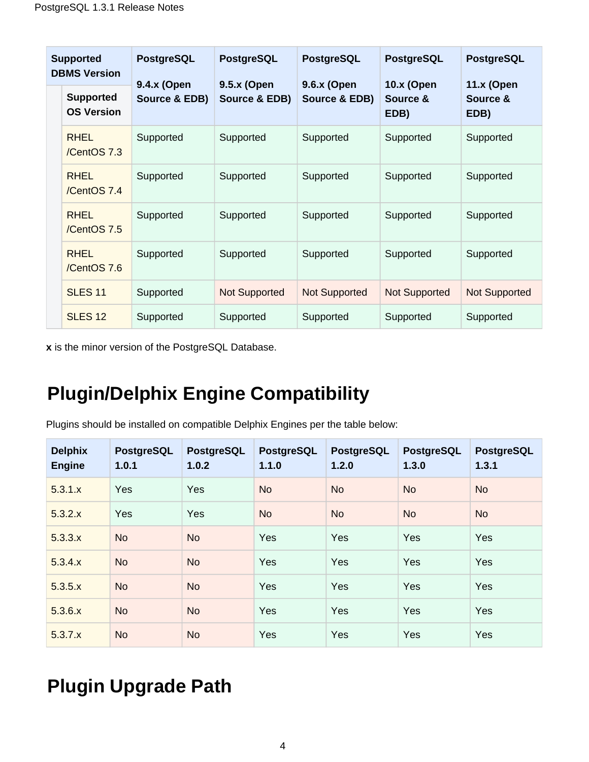| Supported DBMS Version / Supported OS Version | PostgreSQL 9.4.x (Open Source & EDB) | PostgreSQL 9.5.x (Open Source & EDB) | PostgreSQL 9.6.x (Open Source & EDB) | PostgreSQL 10.x (Open Source & EDB) | PostgreSQL 11.x (Open Source & EDB) |
|---|---|---|---|---|---|
| RHEL /CentOS 7.3 | Supported | Supported | Supported | Supported | Supported |
| RHEL /CentOS 7.4 | Supported | Supported | Supported | Supported | Supported |
| RHEL /CentOS 7.5 | Supported | Supported | Supported | Supported | Supported |
| RHEL /CentOS 7.6 | Supported | Supported | Supported | Supported | Supported |
| SLES 11 | Supported | Not Supported | Not Supported | Not Supported | Not Supported |
| SLES 12 | Supported | Supported | Supported | Supported | Supported |

**x** is the minor version of the PostgreSQL Database.

# Plugin/Delphix Engine Compatibility

Plugins should be installed on compatible Delphix Engines per the table below:

| Delphix Engine | PostgreSQL 1.0.1 | PostgreSQL 1.0.2 | PostgreSQL 1.1.0 | PostgreSQL 1.2.0 | PostgreSQL 1.3.0 | PostgreSQL 1.3.1 |
|---|---|---|---|---|---|---|
| 5.3.1.x | Yes | Yes | No | No | No | No |
| 5.3.2.x | Yes | Yes | No | No | No | No |
| 5.3.3.x | No | No | Yes | Yes | Yes | Yes |
| 5.3.4.x | No | No | Yes | Yes | Yes | Yes |
| 5.3.5.x | No | No | Yes | Yes | Yes | Yes |
| 5.3.6.x | No | No | Yes | Yes | Yes | Yes |
| 5.3.7.x | No | No | Yes | Yes | Yes | Yes |

# Plugin Upgrade Path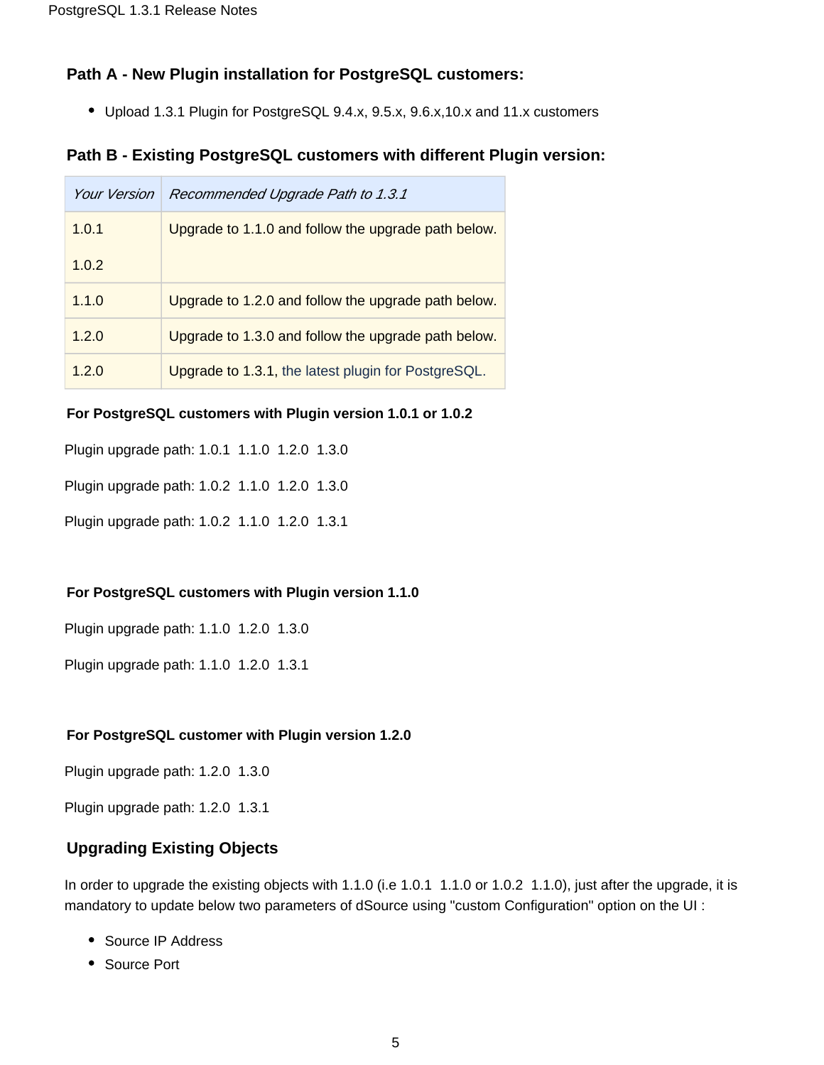### Path A - New Plugin installation for PostgreSQL customers:

- Upload 1.3.1 Plugin for PostgreSQL 9.4.x, 9.5.x, 9.6.x,10.x and 11.x customers

### Path B - Existing PostgreSQL customers with different Plugin version:

| *Your Version* | *Recommended Upgrade Path to 1.3.1* |
|---|---|
| 1.0.1<br><br>1.0.2 | Upgrade to 1.1.0 and follow the upgrade path below. |
| 1.1.0 | Upgrade to 1.2.0 and follow the upgrade path below. |
| 1.2.0 | Upgrade to 1.3.0 and follow the upgrade path below. |
| 1.2.0 | Upgrade to 1.3.1, the latest plugin for PostgreSQL. |

#### For PostgreSQL customers with Plugin version 1.0.1 or 1.0.2

Plugin upgrade path: 1.0.1  1.1.0  1.2.0  1.3.0

Plugin upgrade path: 1.0.2  1.1.0  1.2.0  1.3.0

Plugin upgrade path: 1.0.2  1.1.0  1.2.0  1.3.1

#### For PostgreSQL customers with Plugin version 1.1.0

Plugin upgrade path: 1.1.0  1.2.0  1.3.0

Plugin upgrade path: 1.1.0  1.2.0  1.3.1

#### For PostgreSQL customer with Plugin version 1.2.0

Plugin upgrade path: 1.2.0  1.3.0

Plugin upgrade path: 1.2.0  1.3.1

### Upgrading Existing Objects

In order to upgrade the existing objects with 1.1.0 (i.e 1.0.1  1.1.0 or 1.0.2  1.1.0), just after the upgrade, it is mandatory to update below two parameters of dSource using "custom Configuration" option on the UI :

- Source IP Address
- Source Port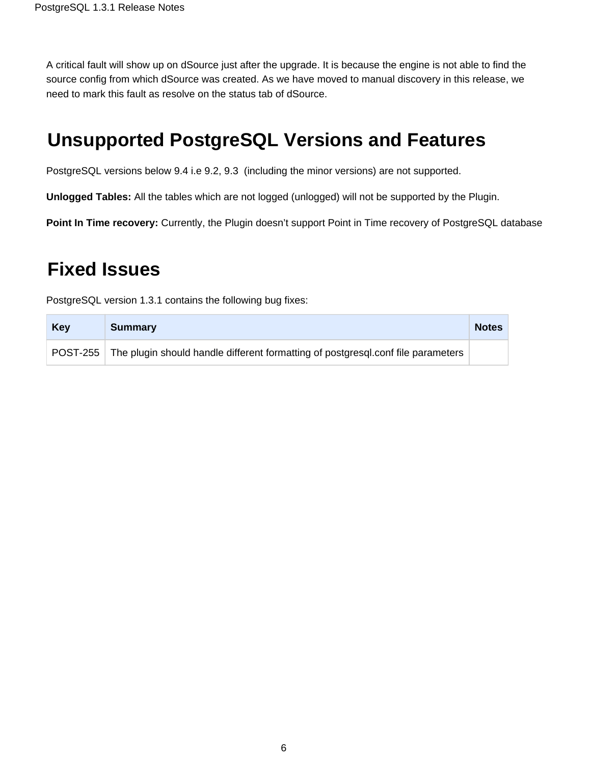A critical fault will show up on dSource just after the upgrade. It is because the engine is not able to find the source config from which dSource was created. As we have moved to manual discovery in this release, we need to mark this fault as resolve on the status tab of dSource.

# Unsupported PostgreSQL Versions and Features

PostgreSQL versions below 9.4 i.e 9.2, 9.3  (including the minor versions) are not supported.

**Unlogged Tables:** All the tables which are not logged (unlogged) will not be supported by the Plugin.

**Point In Time recovery:** Currently, the Plugin doesn't support Point in Time recovery of PostgreSQL database

# Fixed Issues

PostgreSQL version 1.3.1 contains the following bug fixes:

| Key | Summary | Notes |
| --- | --- | --- |
| POST-255 | The plugin should handle different formatting of postgresql.conf file parameters | |